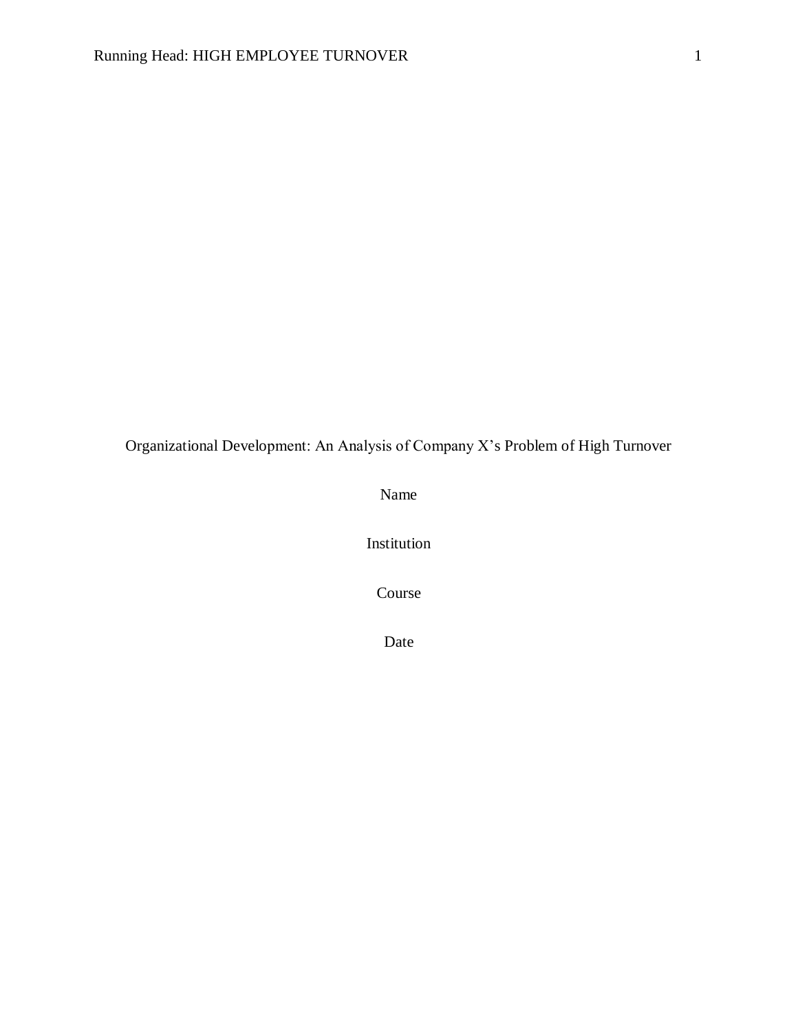Organizational Development: An Analysis of Company X’s Problem of High Turnover

Name

Institution

Course

Date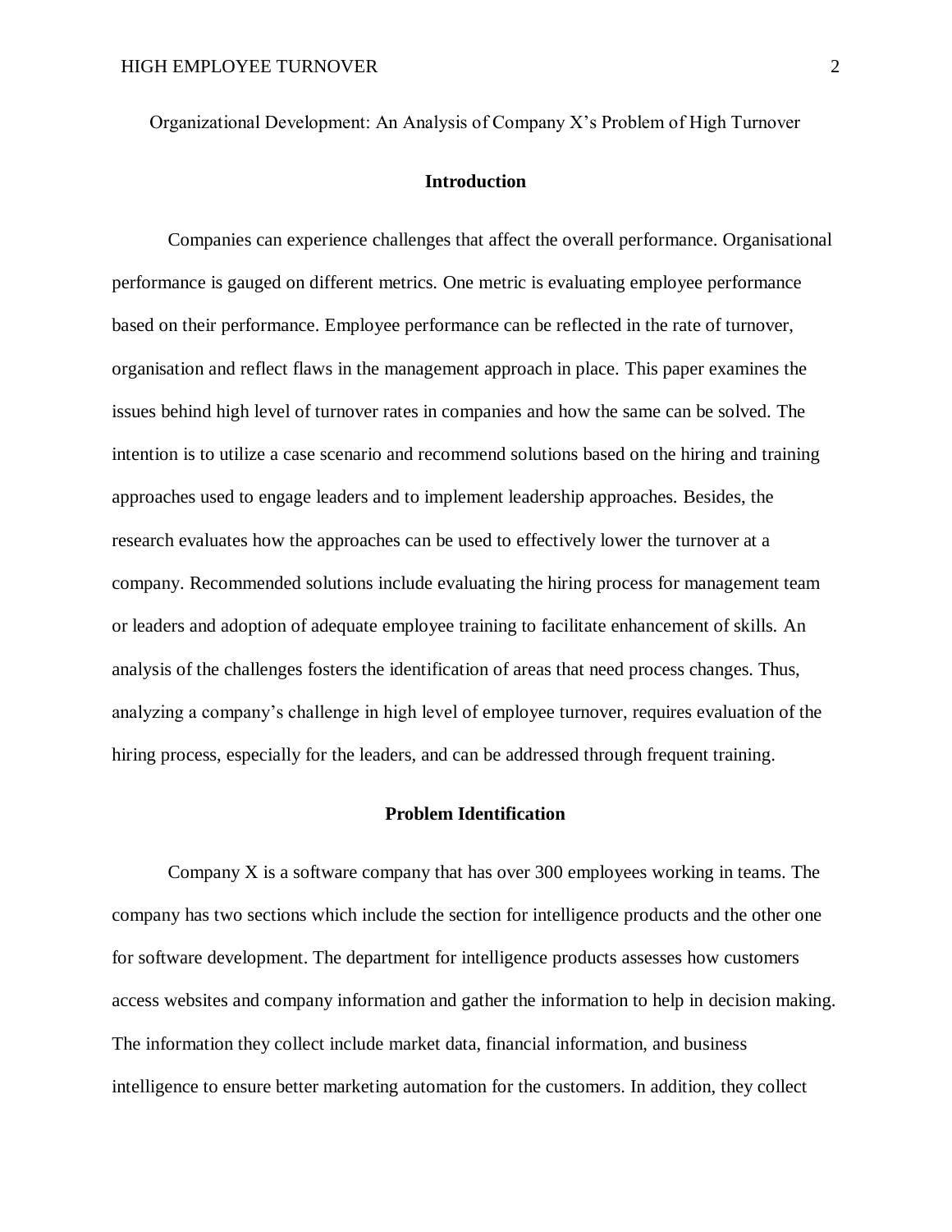Organizational Development: An Analysis of Company X's Problem of High Turnover

## Introduction

Companies can experience challenges that affect the overall performance. Organisational performance is gauged on different metrics. One metric is evaluating employee performance based on their performance. Employee performance can be reflected in the rate of turnover, organisation and reflect flaws in the management approach in place. This paper examines the issues behind high level of turnover rates in companies and how the same can be solved. The intention is to utilize a case scenario and recommend solutions based on the hiring and training approaches used to engage leaders and to implement leadership approaches. Besides, the research evaluates how the approaches can be used to effectively lower the turnover at a company. Recommended solutions include evaluating the hiring process for management team or leaders and adoption of adequate employee training to facilitate enhancement of skills. An analysis of the challenges fosters the identification of areas that need process changes. Thus, analyzing a company's challenge in high level of employee turnover, requires evaluation of the hiring process, especially for the leaders, and can be addressed through frequent training.

## Problem Identification

Company X is a software company that has over 300 employees working in teams. The company has two sections which include the section for intelligence products and the other one for software development. The department for intelligence products assesses how customers access websites and company information and gather the information to help in decision making. The information they collect include market data, financial information, and business intelligence to ensure better marketing automation for the customers. In addition, they collect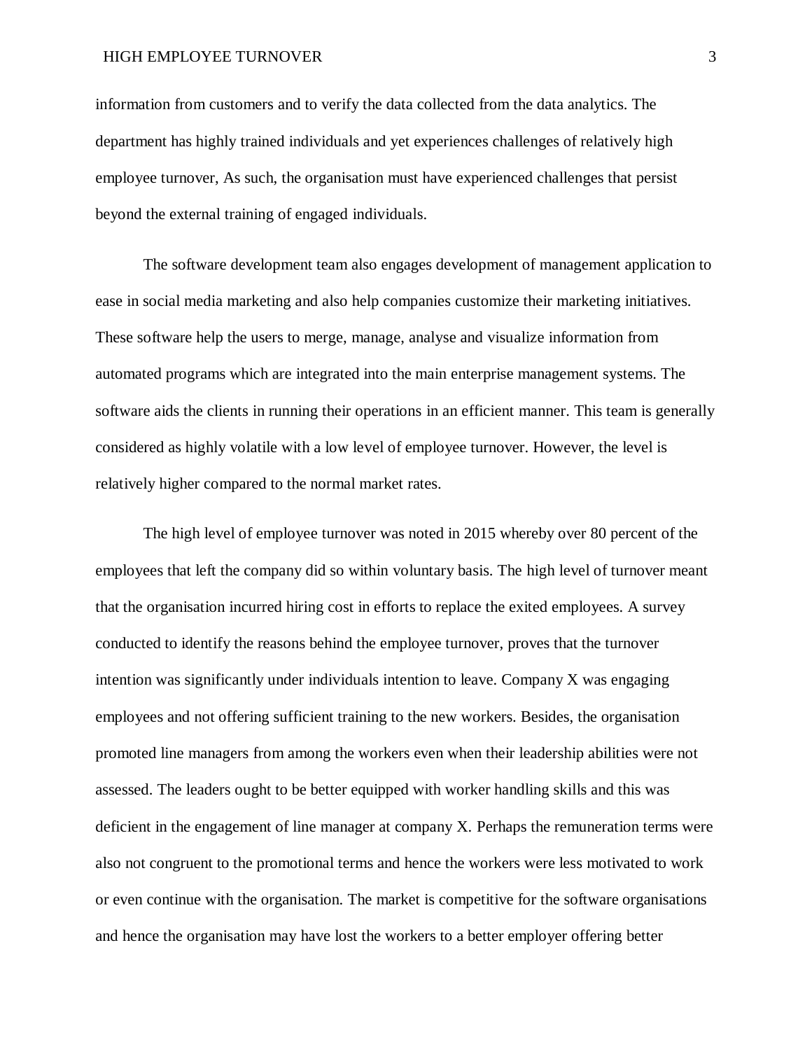information from customers and to verify the data collected from the data analytics. The department has highly trained individuals and yet experiences challenges of relatively high employee turnover, As such, the organisation must have experienced challenges that persist beyond the external training of engaged individuals.

The software development team also engages development of management application to ease in social media marketing and also help companies customize their marketing initiatives. These software help the users to merge, manage, analyse and visualize information from automated programs which are integrated into the main enterprise management systems. The software aids the clients in running their operations in an efficient manner. This team is generally considered as highly volatile with a low level of employee turnover. However, the level is relatively higher compared to the normal market rates.

The high level of employee turnover was noted in 2015 whereby over 80 percent of the employees that left the company did so within voluntary basis. The high level of turnover meant that the organisation incurred hiring cost in efforts to replace the exited employees. A survey conducted to identify the reasons behind the employee turnover, proves that the turnover intention was significantly under individuals intention to leave. Company X was engaging employees and not offering sufficient training to the new workers. Besides, the organisation promoted line managers from among the workers even when their leadership abilities were not assessed. The leaders ought to be better equipped with worker handling skills and this was deficient in the engagement of line manager at company X. Perhaps the remuneration terms were also not congruent to the promotional terms and hence the workers were less motivated to work or even continue with the organisation. The market is competitive for the software organisations and hence the organisation may have lost the workers to a better employer offering better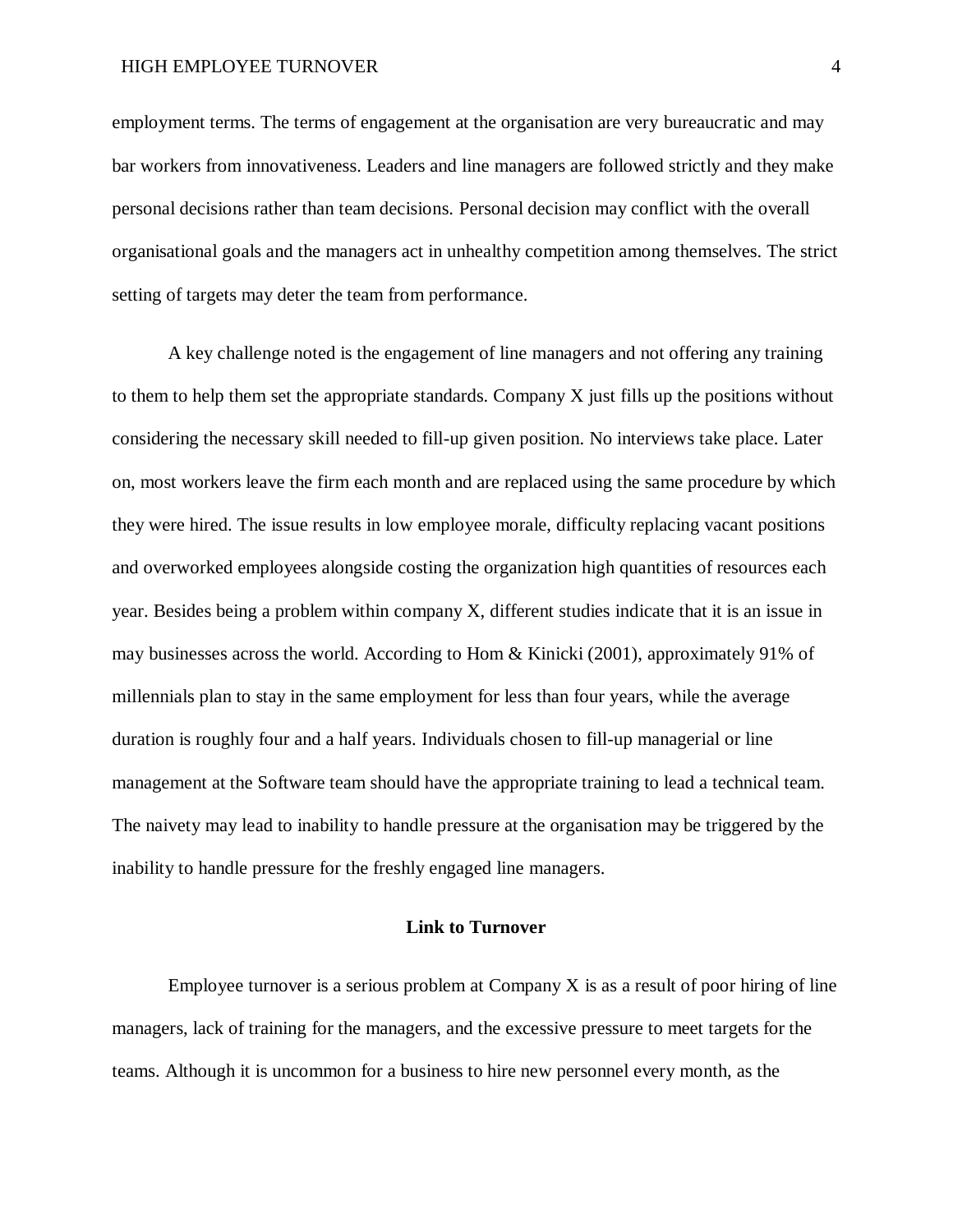employment terms. The terms of engagement at the organisation are very bureaucratic and may bar workers from innovativeness. Leaders and line managers are followed strictly and they make personal decisions rather than team decisions. Personal decision may conflict with the overall organisational goals and the managers act in unhealthy competition among themselves. The strict setting of targets may deter the team from performance.

A key challenge noted is the engagement of line managers and not offering any training to them to help them set the appropriate standards. Company X just fills up the positions without considering the necessary skill needed to fill-up given position. No interviews take place. Later on, most workers leave the firm each month and are replaced using the same procedure by which they were hired. The issue results in low employee morale, difficulty replacing vacant positions and overworked employees alongside costing the organization high quantities of resources each year. Besides being a problem within company X, different studies indicate that it is an issue in may businesses across the world. According to Hom & Kinicki (2001), approximately 91% of millennials plan to stay in the same employment for less than four years, while the average duration is roughly four and a half years. Individuals chosen to fill-up managerial or line management at the Software team should have the appropriate training to lead a technical team. The naivety may lead to inability to handle pressure at the organisation may be triggered by the inability to handle pressure for the freshly engaged line managers.

## Link to Turnover

Employee turnover is a serious problem at Company X is as a result of poor hiring of line managers, lack of training for the managers, and the excessive pressure to meet targets for the teams. Although it is uncommon for a business to hire new personnel every month, as the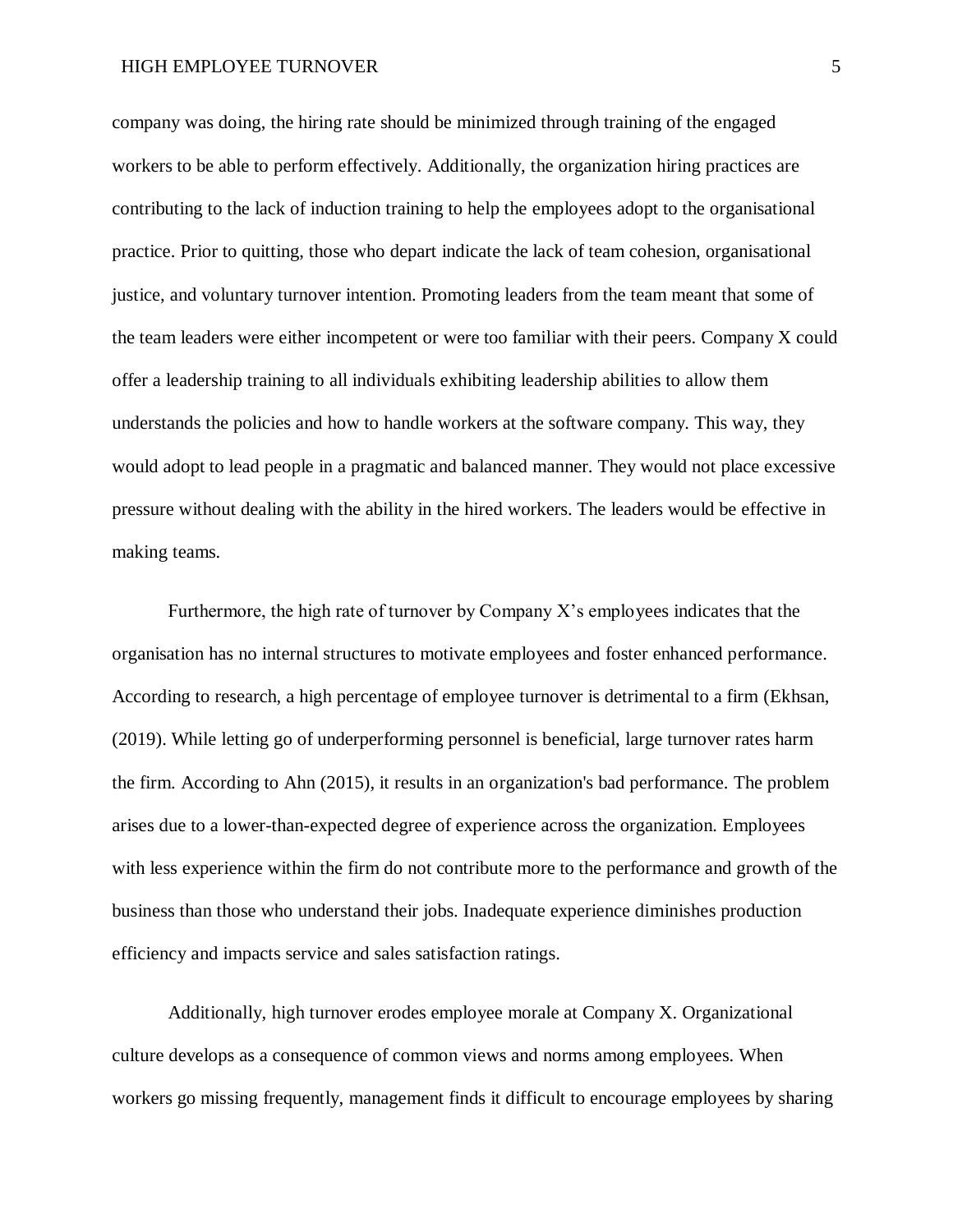company was doing, the hiring rate should be minimized through training of the engaged workers to be able to perform effectively. Additionally, the organization hiring practices are contributing to the lack of induction training to help the employees adopt to the organisational practice. Prior to quitting, those who depart indicate the lack of team cohesion, organisational justice, and voluntary turnover intention. Promoting leaders from the team meant that some of the team leaders were either incompetent or were too familiar with their peers. Company X could offer a leadership training to all individuals exhibiting leadership abilities to allow them understands the policies and how to handle workers at the software company. This way, they would adopt to lead people in a pragmatic and balanced manner. They would not place excessive pressure without dealing with the ability in the hired workers. The leaders would be effective in making teams.

Furthermore, the high rate of turnover by Company X's employees indicates that the organisation has no internal structures to motivate employees and foster enhanced performance. According to research, a high percentage of employee turnover is detrimental to a firm (Ekhsan, (2019). While letting go of underperforming personnel is beneficial, large turnover rates harm the firm. According to Ahn (2015), it results in an organization's bad performance. The problem arises due to a lower-than-expected degree of experience across the organization. Employees with less experience within the firm do not contribute more to the performance and growth of the business than those who understand their jobs. Inadequate experience diminishes production efficiency and impacts service and sales satisfaction ratings.

Additionally, high turnover erodes employee morale at Company X. Organizational culture develops as a consequence of common views and norms among employees. When workers go missing frequently, management finds it difficult to encourage employees by sharing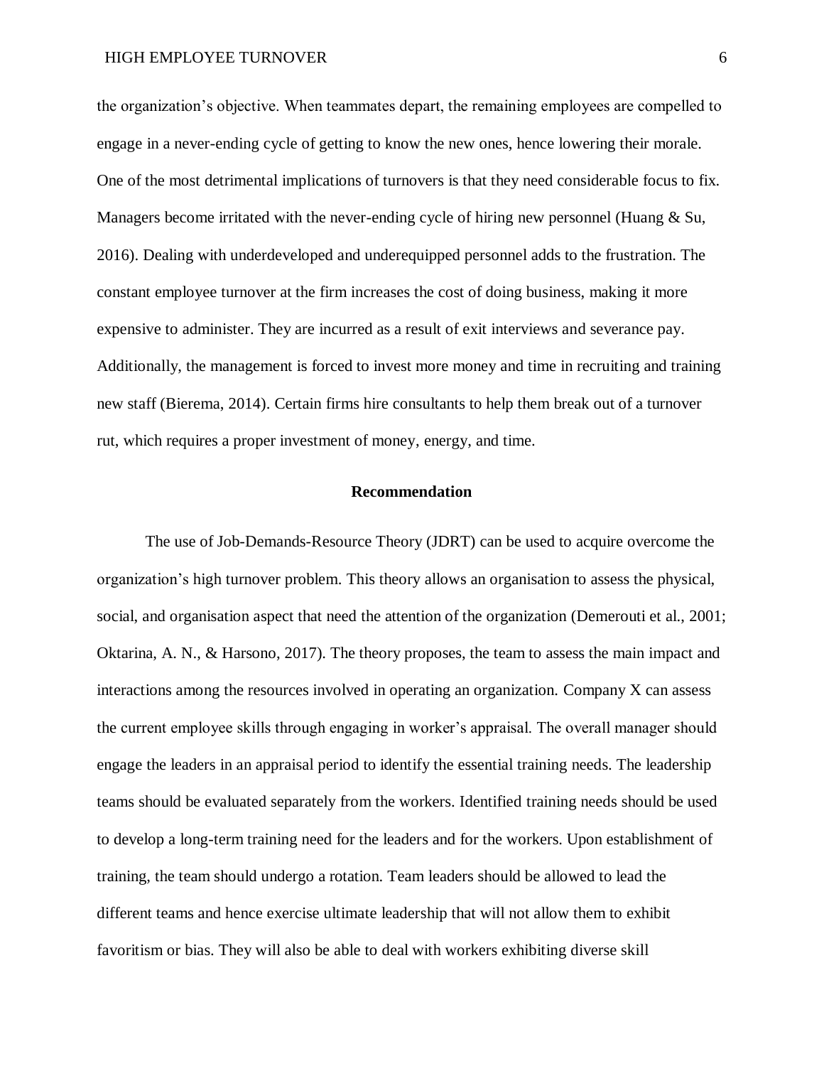the organization's objective. When teammates depart, the remaining employees are compelled to engage in a never-ending cycle of getting to know the new ones, hence lowering their morale. One of the most detrimental implications of turnovers is that they need considerable focus to fix. Managers become irritated with the never-ending cycle of hiring new personnel (Huang & Su, 2016). Dealing with underdeveloped and underequipped personnel adds to the frustration. The constant employee turnover at the firm increases the cost of doing business, making it more expensive to administer. They are incurred as a result of exit interviews and severance pay. Additionally, the management is forced to invest more money and time in recruiting and training new staff (Bierema, 2014). Certain firms hire consultants to help them break out of a turnover rut, which requires a proper investment of money, energy, and time.

## Recommendation

The use of Job-Demands-Resource Theory (JDRT) can be used to acquire overcome the organization's high turnover problem. This theory allows an organisation to assess the physical, social, and organisation aspect that need the attention of the organization (Demerouti et al., 2001; Oktarina, A. N., & Harsono, 2017). The theory proposes, the team to assess the main impact and interactions among the resources involved in operating an organization. Company X can assess the current employee skills through engaging in worker's appraisal. The overall manager should engage the leaders in an appraisal period to identify the essential training needs. The leadership teams should be evaluated separately from the workers. Identified training needs should be used to develop a long-term training need for the leaders and for the workers. Upon establishment of training, the team should undergo a rotation. Team leaders should be allowed to lead the different teams and hence exercise ultimate leadership that will not allow them to exhibit favoritism or bias. They will also be able to deal with workers exhibiting diverse skill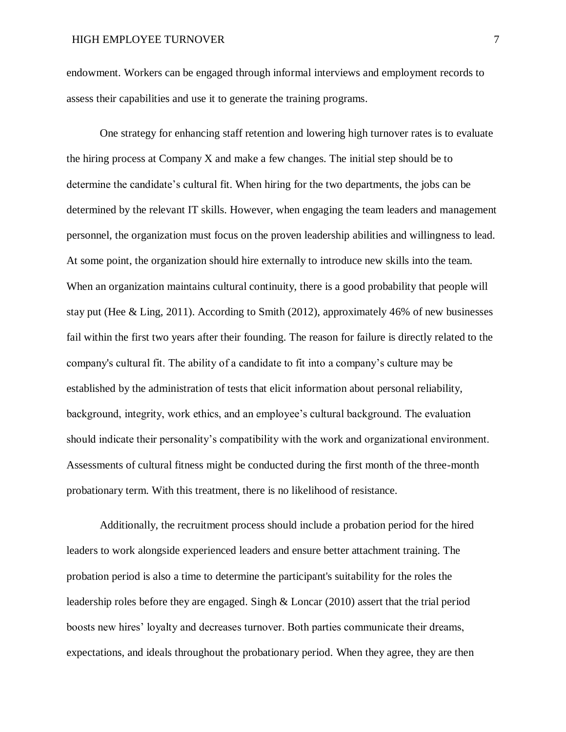endowment. Workers can be engaged through informal interviews and employment records to assess their capabilities and use it to generate the training programs.

One strategy for enhancing staff retention and lowering high turnover rates is to evaluate the hiring process at Company X and make a few changes. The initial step should be to determine the candidate's cultural fit. When hiring for the two departments, the jobs can be determined by the relevant IT skills. However, when engaging the team leaders and management personnel, the organization must focus on the proven leadership abilities and willingness to lead. At some point, the organization should hire externally to introduce new skills into the team. When an organization maintains cultural continuity, there is a good probability that people will stay put (Hee & Ling, 2011). According to Smith (2012), approximately 46% of new businesses fail within the first two years after their founding. The reason for failure is directly related to the company's cultural fit. The ability of a candidate to fit into a company's culture may be established by the administration of tests that elicit information about personal reliability, background, integrity, work ethics, and an employee's cultural background. The evaluation should indicate their personality's compatibility with the work and organizational environment. Assessments of cultural fitness might be conducted during the first month of the three-month probationary term. With this treatment, there is no likelihood of resistance.

Additionally, the recruitment process should include a probation period for the hired leaders to work alongside experienced leaders and ensure better attachment training. The probation period is also a time to determine the participant's suitability for the roles the leadership roles before they are engaged. Singh & Loncar (2010) assert that the trial period boosts new hires' loyalty and decreases turnover. Both parties communicate their dreams, expectations, and ideals throughout the probationary period. When they agree, they are then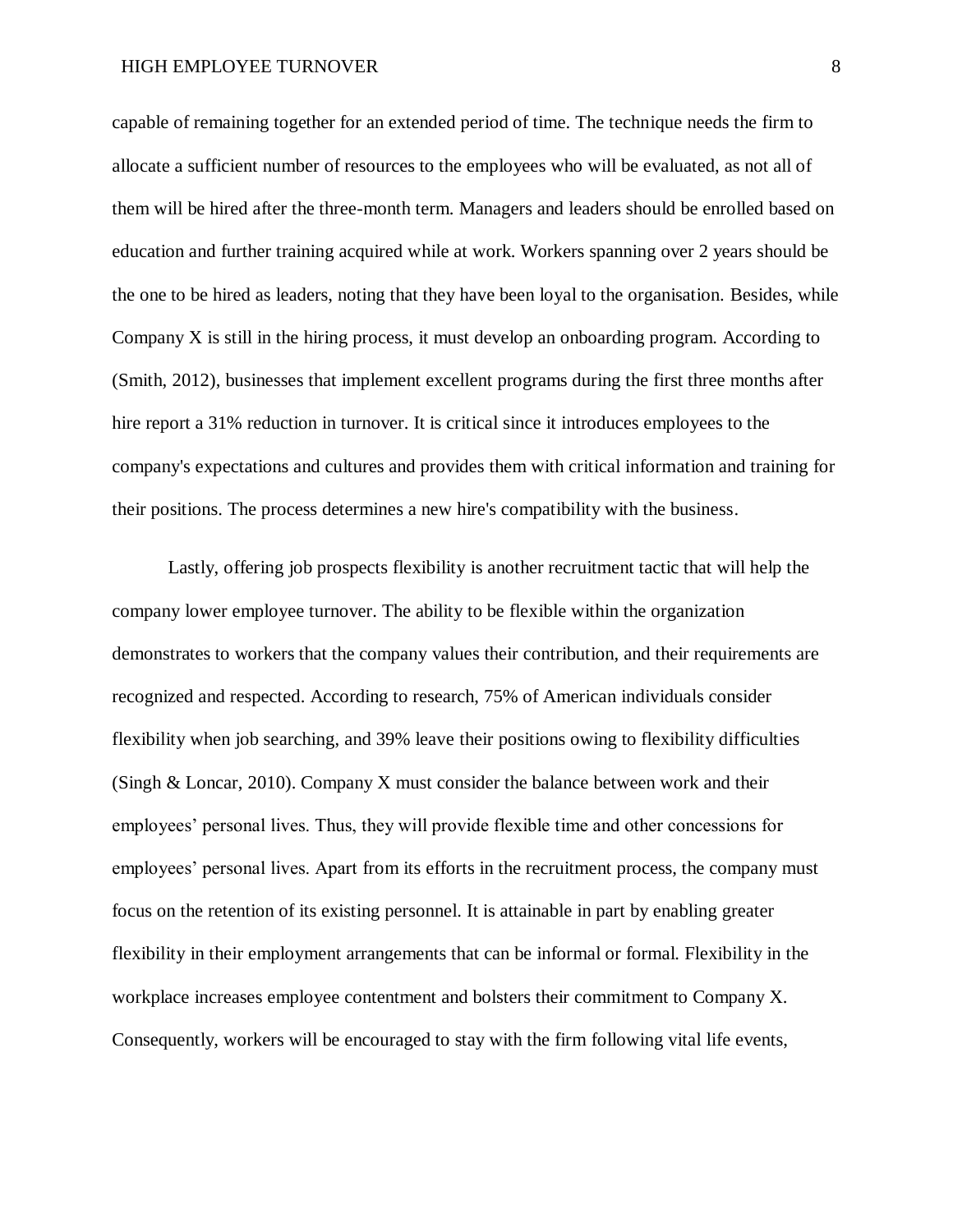capable of remaining together for an extended period of time. The technique needs the firm to allocate a sufficient number of resources to the employees who will be evaluated, as not all of them will be hired after the three-month term. Managers and leaders should be enrolled based on education and further training acquired while at work. Workers spanning over 2 years should be the one to be hired as leaders, noting that they have been loyal to the organisation. Besides, while Company X is still in the hiring process, it must develop an onboarding program. According to (Smith, 2012), businesses that implement excellent programs during the first three months after hire report a 31% reduction in turnover. It is critical since it introduces employees to the company's expectations and cultures and provides them with critical information and training for their positions. The process determines a new hire's compatibility with the business.

Lastly, offering job prospects flexibility is another recruitment tactic that will help the company lower employee turnover. The ability to be flexible within the organization demonstrates to workers that the company values their contribution, and their requirements are recognized and respected. According to research, 75% of American individuals consider flexibility when job searching, and 39% leave their positions owing to flexibility difficulties (Singh & Loncar, 2010). Company X must consider the balance between work and their employees' personal lives. Thus, they will provide flexible time and other concessions for employees' personal lives. Apart from its efforts in the recruitment process, the company must focus on the retention of its existing personnel. It is attainable in part by enabling greater flexibility in their employment arrangements that can be informal or formal. Flexibility in the workplace increases employee contentment and bolsters their commitment to Company X. Consequently, workers will be encouraged to stay with the firm following vital life events,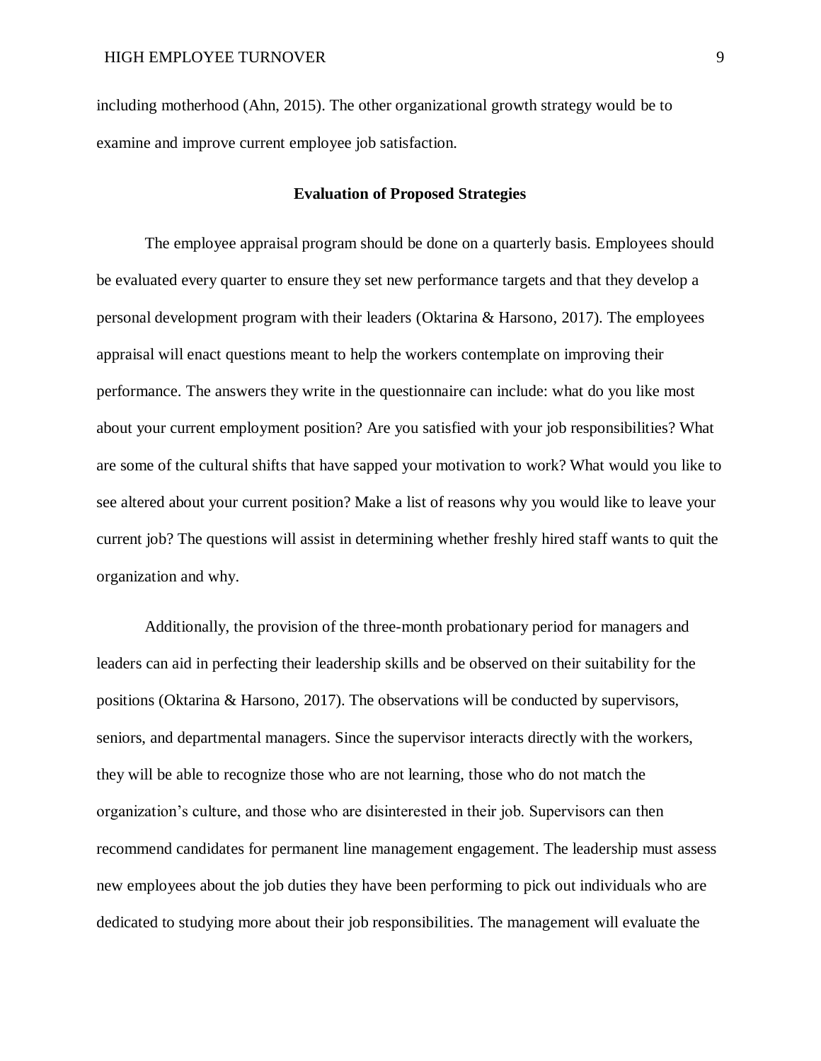including motherhood (Ahn, 2015). The other organizational growth strategy would be to examine and improve current employee job satisfaction.

## Evaluation of Proposed Strategies

The employee appraisal program should be done on a quarterly basis. Employees should be evaluated every quarter to ensure they set new performance targets and that they develop a personal development program with their leaders (Oktarina & Harsono, 2017). The employees appraisal will enact questions meant to help the workers contemplate on improving their performance. The answers they write in the questionnaire can include: what do you like most about your current employment position? Are you satisfied with your job responsibilities? What are some of the cultural shifts that have sapped your motivation to work? What would you like to see altered about your current position? Make a list of reasons why you would like to leave your current job? The questions will assist in determining whether freshly hired staff wants to quit the organization and why.

Additionally, the provision of the three-month probationary period for managers and leaders can aid in perfecting their leadership skills and be observed on their suitability for the positions (Oktarina & Harsono, 2017). The observations will be conducted by supervisors, seniors, and departmental managers. Since the supervisor interacts directly with the workers, they will be able to recognize those who are not learning, those who do not match the organization's culture, and those who are disinterested in their job. Supervisors can then recommend candidates for permanent line management engagement. The leadership must assess new employees about the job duties they have been performing to pick out individuals who are dedicated to studying more about their job responsibilities. The management will evaluate the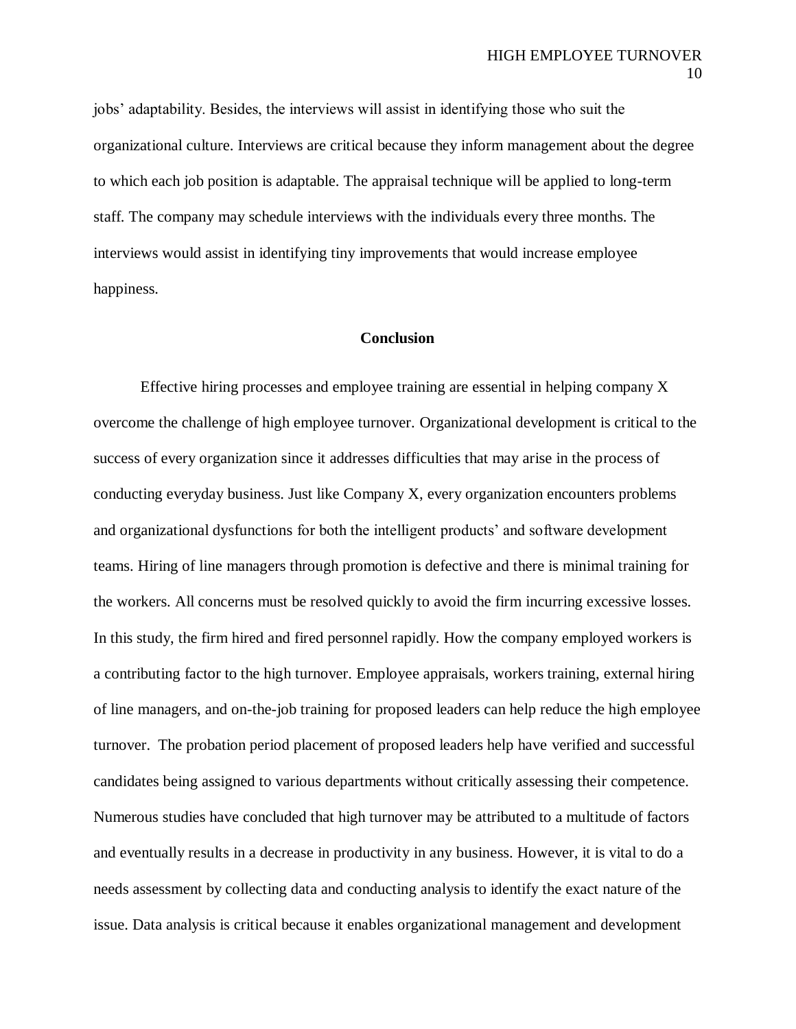jobs' adaptability. Besides, the interviews will assist in identifying those who suit the organizational culture. Interviews are critical because they inform management about the degree to which each job position is adaptable. The appraisal technique will be applied to long-term staff. The company may schedule interviews with the individuals every three months. The interviews would assist in identifying tiny improvements that would increase employee happiness.

## Conclusion

Effective hiring processes and employee training are essential in helping company X overcome the challenge of high employee turnover. Organizational development is critical to the success of every organization since it addresses difficulties that may arise in the process of conducting everyday business. Just like Company X, every organization encounters problems and organizational dysfunctions for both the intelligent products' and software development teams. Hiring of line managers through promotion is defective and there is minimal training for the workers. All concerns must be resolved quickly to avoid the firm incurring excessive losses. In this study, the firm hired and fired personnel rapidly. How the company employed workers is a contributing factor to the high turnover. Employee appraisals, workers training, external hiring of line managers, and on-the-job training for proposed leaders can help reduce the high employee turnover. The probation period placement of proposed leaders help have verified and successful candidates being assigned to various departments without critically assessing their competence. Numerous studies have concluded that high turnover may be attributed to a multitude of factors and eventually results in a decrease in productivity in any business. However, it is vital to do a needs assessment by collecting data and conducting analysis to identify the exact nature of the issue. Data analysis is critical because it enables organizational management and development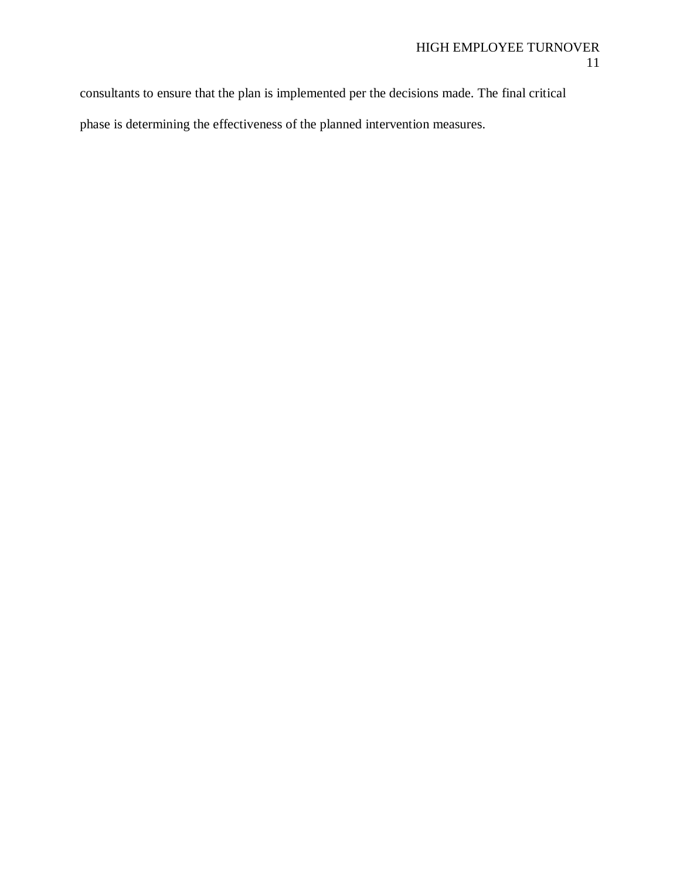consultants to ensure that the plan is implemented per the decisions made. The final critical phase is determining the effectiveness of the planned intervention measures.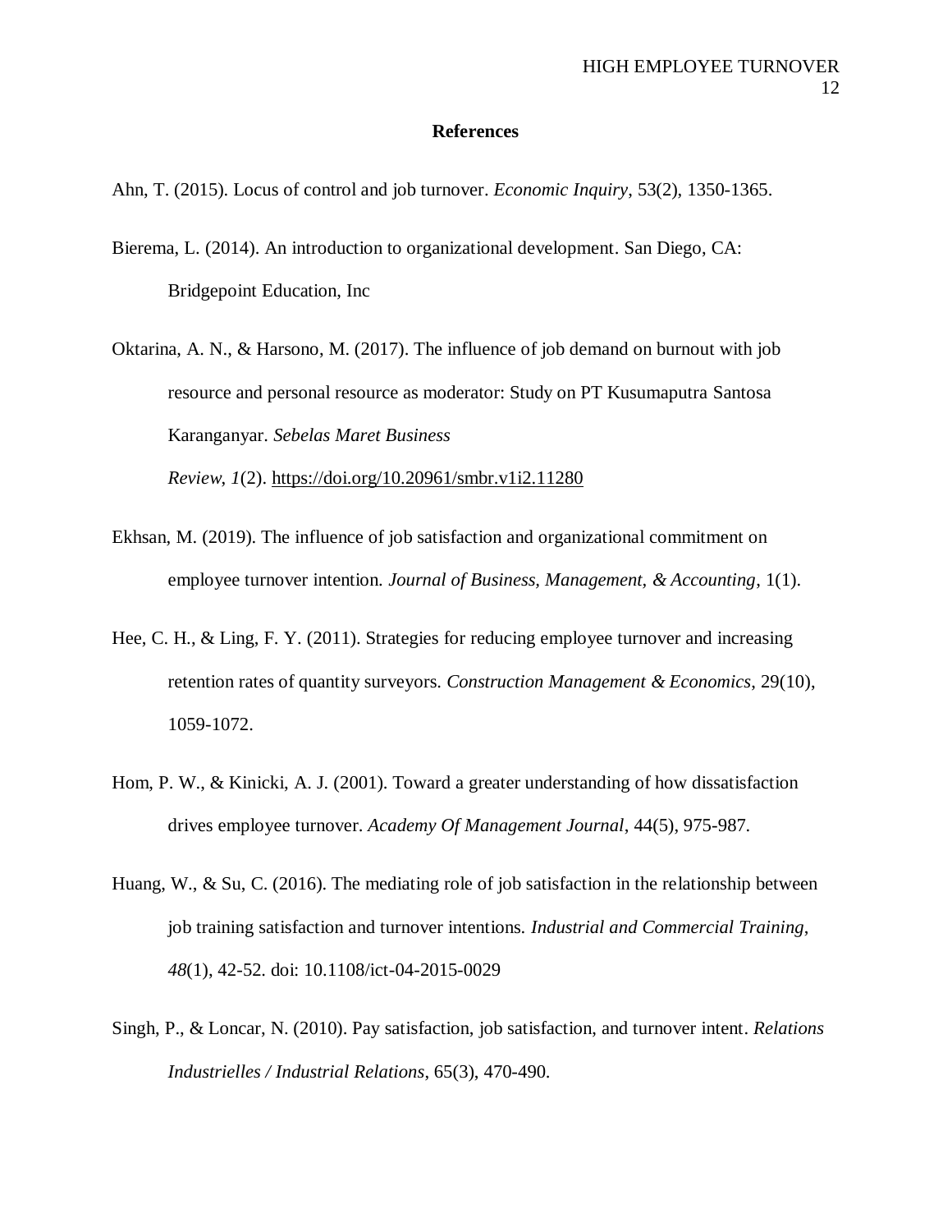# References

Ahn, T. (2015). Locus of control and job turnover. *Economic Inquiry*, 53(2), 1350-1365.

Bierema, L. (2014). An introduction to organizational development. San Diego, CA: Bridgepoint Education, Inc

Oktarina, A. N., & Harsono, M. (2017). The influence of job demand on burnout with job resource and personal resource as moderator: Study on PT Kusumaputra Santosa Karanganyar. *Sebelas Maret Business Review, 1*(2). https://doi.org/10.20961/smbr.v1i2.11280

Ekhsan, M. (2019). The influence of job satisfaction and organizational commitment on employee turnover intention. *Journal of Business, Management, & Accounting*, 1(1).

Hee, C. H., & Ling, F. Y. (2011). Strategies for reducing employee turnover and increasing retention rates of quantity surveyors. *Construction Management & Economics*, 29(10), 1059-1072.

Hom, P. W., & Kinicki, A. J. (2001). Toward a greater understanding of how dissatisfaction drives employee turnover. *Academy Of Management Journal*, 44(5), 975-987.

Huang, W., & Su, C. (2016). The mediating role of job satisfaction in the relationship between job training satisfaction and turnover intentions. *Industrial and Commercial Training*, *48*(1), 42-52. doi: 10.1108/ict-04-2015-0029

Singh, P., & Loncar, N. (2010). Pay satisfaction, job satisfaction, and turnover intent. *Relations Industrielles / Industrial Relations*, 65(3), 470-490.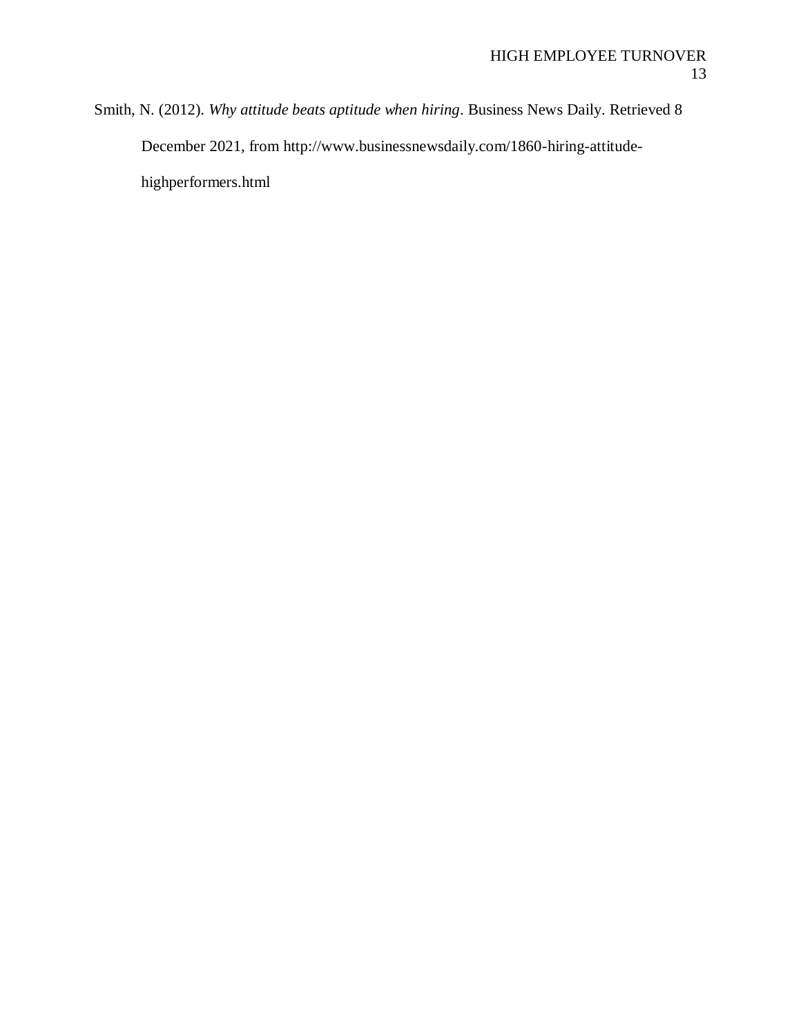Smith, N. (2012). *Why attitude beats aptitude when hiring*. Business News Daily. Retrieved 8 December 2021, from http://www.businessnewsdaily.com/1860-hiring-attitude-highperformers.html